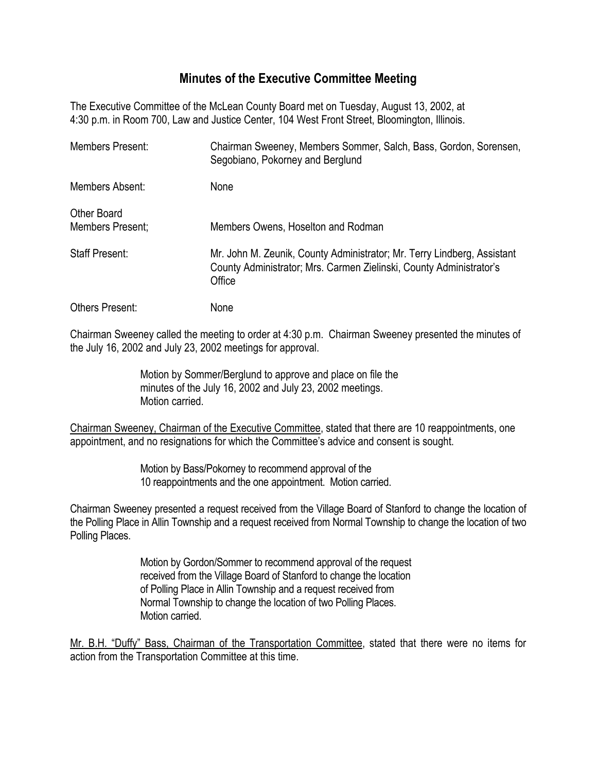## Minutes of the Executive Committee Meeting

The Executive Committee of the McLean County Board met on Tuesday, August 13, 2002, at 4:30 p.m. in Room 700, Law and Justice Center, 104 West Front Street, Bloomington, Illinois.

| | |
|---|---|
| Members Present: | Chairman Sweeney, Members Sommer, Salch, Bass, Gordon, Sorensen, Segobiano, Pokorney and Berglund |
| Members Absent: | None |
| Other Board Members Present; | Members Owens, Hoselton and Rodman |
| Staff Present: | Mr. John M. Zeunik, County Administrator; Mr. Terry Lindberg, Assistant County Administrator; Mrs. Carmen Zielinski, County Administrator's Office |
| Others Present: | None |

Chairman Sweeney called the meeting to order at 4:30 p.m. Chairman Sweeney presented the minutes of the July 16, 2002 and July 23, 2002 meetings for approval.

> Motion by Sommer/Berglund to approve and place on file the minutes of the July 16, 2002 and July 23, 2002 meetings. Motion carried.

<u>Chairman Sweeney, Chairman of the Executive Committee</u>, stated that there are 10 reappointments, one appointment, and no resignations for which the Committee's advice and consent is sought.

> Motion by Bass/Pokorney to recommend approval of the 10 reappointments and the one appointment. Motion carried.

Chairman Sweeney presented a request received from the Village Board of Stanford to change the location of the Polling Place in Allin Township and a request received from Normal Township to change the location of two Polling Places.

> Motion by Gordon/Sommer to recommend approval of the request received from the Village Board of Stanford to change the location of Polling Place in Allin Township and a request received from Normal Township to change the location of two Polling Places. Motion carried.

<u>Mr. B.H. "Duffy" Bass, Chairman of the Transportation Committee</u>, stated that there were no items for action from the Transportation Committee at this time.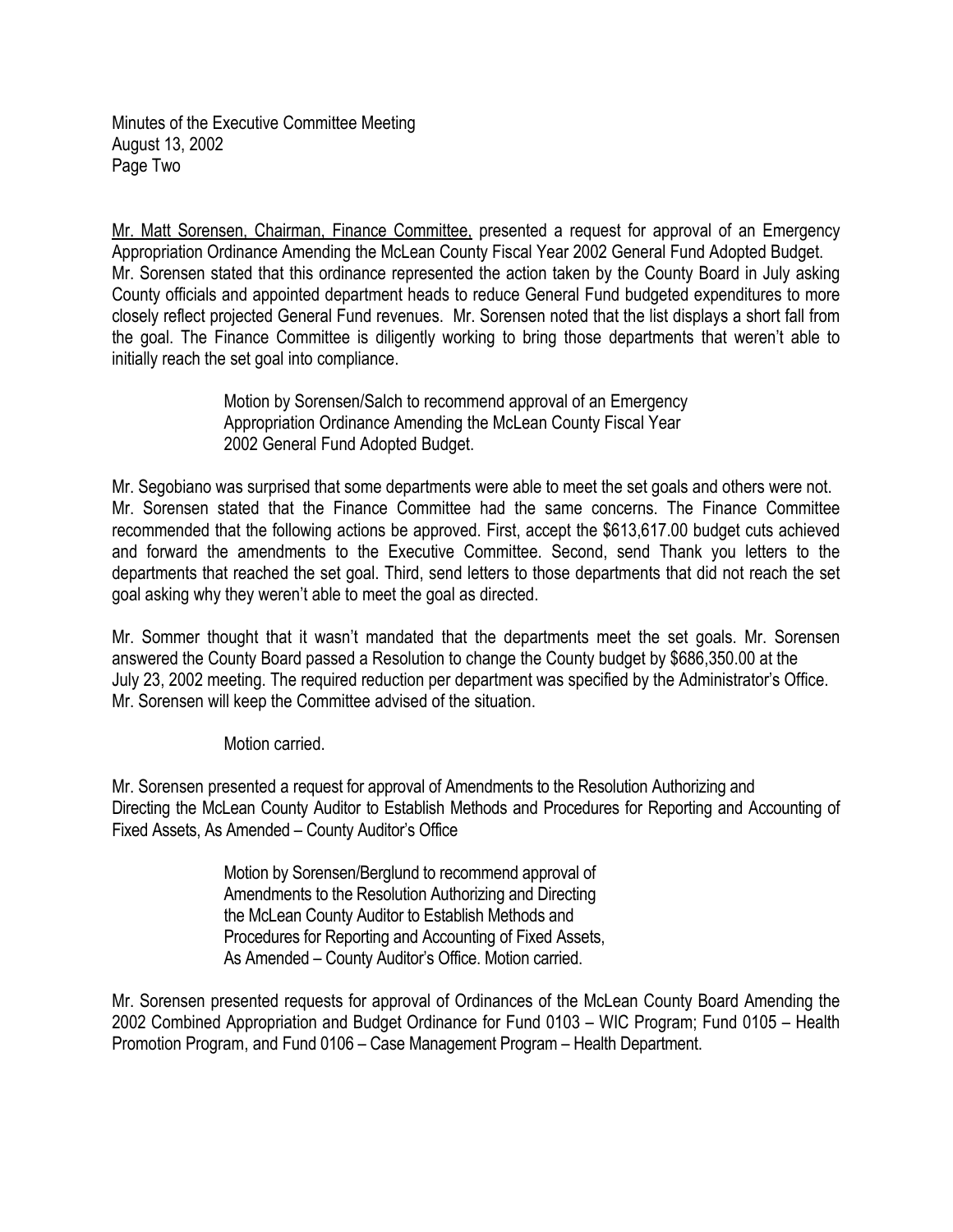<u>Mr. Matt Sorensen, Chairman, Finance Committee,</u> presented a request for approval of an Emergency Appropriation Ordinance Amending the McLean County Fiscal Year 2002 General Fund Adopted Budget. Mr. Sorensen stated that this ordinance represented the action taken by the County Board in July asking County officials and appointed department heads to reduce General Fund budgeted expenditures to more closely reflect projected General Fund revenues. Mr. Sorensen noted that the list displays a short fall from the goal. The Finance Committee is diligently working to bring those departments that weren't able to initially reach the set goal into compliance.

> Motion by Sorensen/Salch to recommend approval of an Emergency Appropriation Ordinance Amending the McLean County Fiscal Year 2002 General Fund Adopted Budget.

Mr. Segobiano was surprised that some departments were able to meet the set goals and others were not. Mr. Sorensen stated that the Finance Committee had the same concerns. The Finance Committee recommended that the following actions be approved. First, accept the $613,617.00 budget cuts achieved and forward the amendments to the Executive Committee. Second, send Thank you letters to the departments that reached the set goal. Third, send letters to those departments that did not reach the set goal asking why they weren't able to meet the goal as directed.

Mr. Sommer thought that it wasn't mandated that the departments meet the set goals. Mr. Sorensen answered the County Board passed a Resolution to change the County budget by $686,350.00 at the July 23, 2002 meeting. The required reduction per department was specified by the Administrator's Office. Mr. Sorensen will keep the Committee advised of the situation.

> Motion carried.

Mr. Sorensen presented a request for approval of Amendments to the Resolution Authorizing and Directing the McLean County Auditor to Establish Methods and Procedures for Reporting and Accounting of Fixed Assets, As Amended – County Auditor's Office

> Motion by Sorensen/Berglund to recommend approval of Amendments to the Resolution Authorizing and Directing the McLean County Auditor to Establish Methods and Procedures for Reporting and Accounting of Fixed Assets, As Amended – County Auditor's Office. Motion carried.

Mr. Sorensen presented requests for approval of Ordinances of the McLean County Board Amending the 2002 Combined Appropriation and Budget Ordinance for Fund 0103 – WIC Program; Fund 0105 – Health Promotion Program, and Fund 0106 – Case Management Program – Health Department.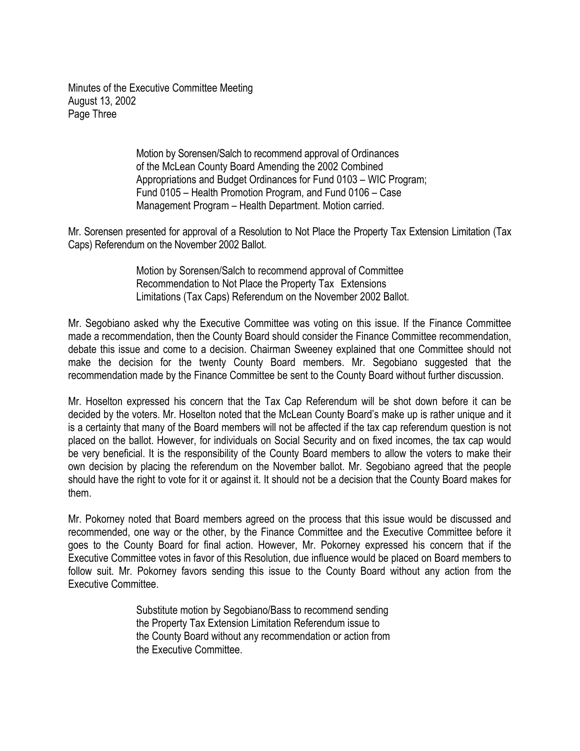Motion by Sorensen/Salch to recommend approval of Ordinances of the McLean County Board Amending the 2002 Combined Appropriations and Budget Ordinances for Fund 0103 – WIC Program; Fund 0105 – Health Promotion Program, and Fund 0106 – Case Management Program – Health Department. Motion carried.

Mr. Sorensen presented for approval of a Resolution to Not Place the Property Tax Extension Limitation (Tax Caps) Referendum on the November 2002 Ballot.

Motion by Sorensen/Salch to recommend approval of Committee Recommendation to Not Place the Property Tax Extensions Limitations (Tax Caps) Referendum on the November 2002 Ballot.

Mr. Segobiano asked why the Executive Committee was voting on this issue. If the Finance Committee made a recommendation, then the County Board should consider the Finance Committee recommendation, debate this issue and come to a decision. Chairman Sweeney explained that one Committee should not make the decision for the twenty County Board members. Mr. Segobiano suggested that the recommendation made by the Finance Committee be sent to the County Board without further discussion.

Mr. Hoselton expressed his concern that the Tax Cap Referendum will be shot down before it can be decided by the voters. Mr. Hoselton noted that the McLean County Board's make up is rather unique and it is a certainty that many of the Board members will not be affected if the tax cap referendum question is not placed on the ballot. However, for individuals on Social Security and on fixed incomes, the tax cap would be very beneficial. It is the responsibility of the County Board members to allow the voters to make their own decision by placing the referendum on the November ballot. Mr. Segobiano agreed that the people should have the right to vote for it or against it. It should not be a decision that the County Board makes for them.

Mr. Pokorney noted that Board members agreed on the process that this issue would be discussed and recommended, one way or the other, by the Finance Committee and the Executive Committee before it goes to the County Board for final action. However, Mr. Pokorney expressed his concern that if the Executive Committee votes in favor of this Resolution, due influence would be placed on Board members to follow suit. Mr. Pokorney favors sending this issue to the County Board without any action from the Executive Committee.

Substitute motion by Segobiano/Bass to recommend sending the Property Tax Extension Limitation Referendum issue to the County Board without any recommendation or action from the Executive Committee.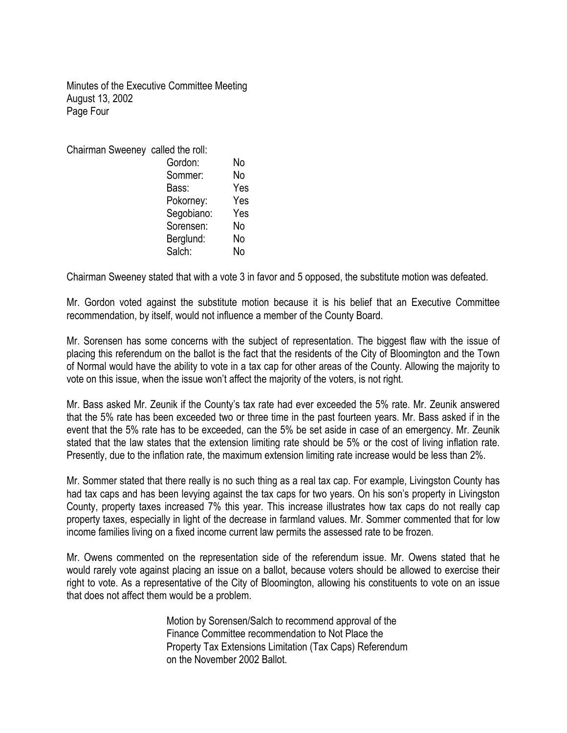Chairman Sweeney called the roll:

| | |
|---|---|
| Gordon: | No |
| Sommer: | No |
| Bass: | Yes |
| Pokorney: | Yes |
| Segobiano: | Yes |
| Sorensen: | No |
| Berglund: | No |
| Salch: | No |

Chairman Sweeney stated that with a vote 3 in favor and 5 opposed, the substitute motion was defeated.

Mr. Gordon voted against the substitute motion because it is his belief that an Executive Committee recommendation, by itself, would not influence a member of the County Board.

Mr. Sorensen has some concerns with the subject of representation. The biggest flaw with the issue of placing this referendum on the ballot is the fact that the residents of the City of Bloomington and the Town of Normal would have the ability to vote in a tax cap for other areas of the County. Allowing the majority to vote on this issue, when the issue won't affect the majority of the voters, is not right.

Mr. Bass asked Mr. Zeunik if the County's tax rate had ever exceeded the 5% rate. Mr. Zeunik answered that the 5% rate has been exceeded two or three time in the past fourteen years. Mr. Bass asked if in the event that the 5% rate has to be exceeded, can the 5% be set aside in case of an emergency. Mr. Zeunik stated that the law states that the extension limiting rate should be 5% or the cost of living inflation rate. Presently, due to the inflation rate, the maximum extension limiting rate increase would be less than 2%.

Mr. Sommer stated that there really is no such thing as a real tax cap. For example, Livingston County has had tax caps and has been levying against the tax caps for two years. On his son's property in Livingston County, property taxes increased 7% this year. This increase illustrates how tax caps do not really cap property taxes, especially in light of the decrease in farmland values. Mr. Sommer commented that for low income families living on a fixed income current law permits the assessed rate to be frozen.

Mr. Owens commented on the representation side of the referendum issue. Mr. Owens stated that he would rarely vote against placing an issue on a ballot, because voters should be allowed to exercise their right to vote. As a representative of the City of Bloomington, allowing his constituents to vote on an issue that does not affect them would be a problem.

> Motion by Sorensen/Salch to recommend approval of the Finance Committee recommendation to Not Place the Property Tax Extensions Limitation (Tax Caps) Referendum on the November 2002 Ballot.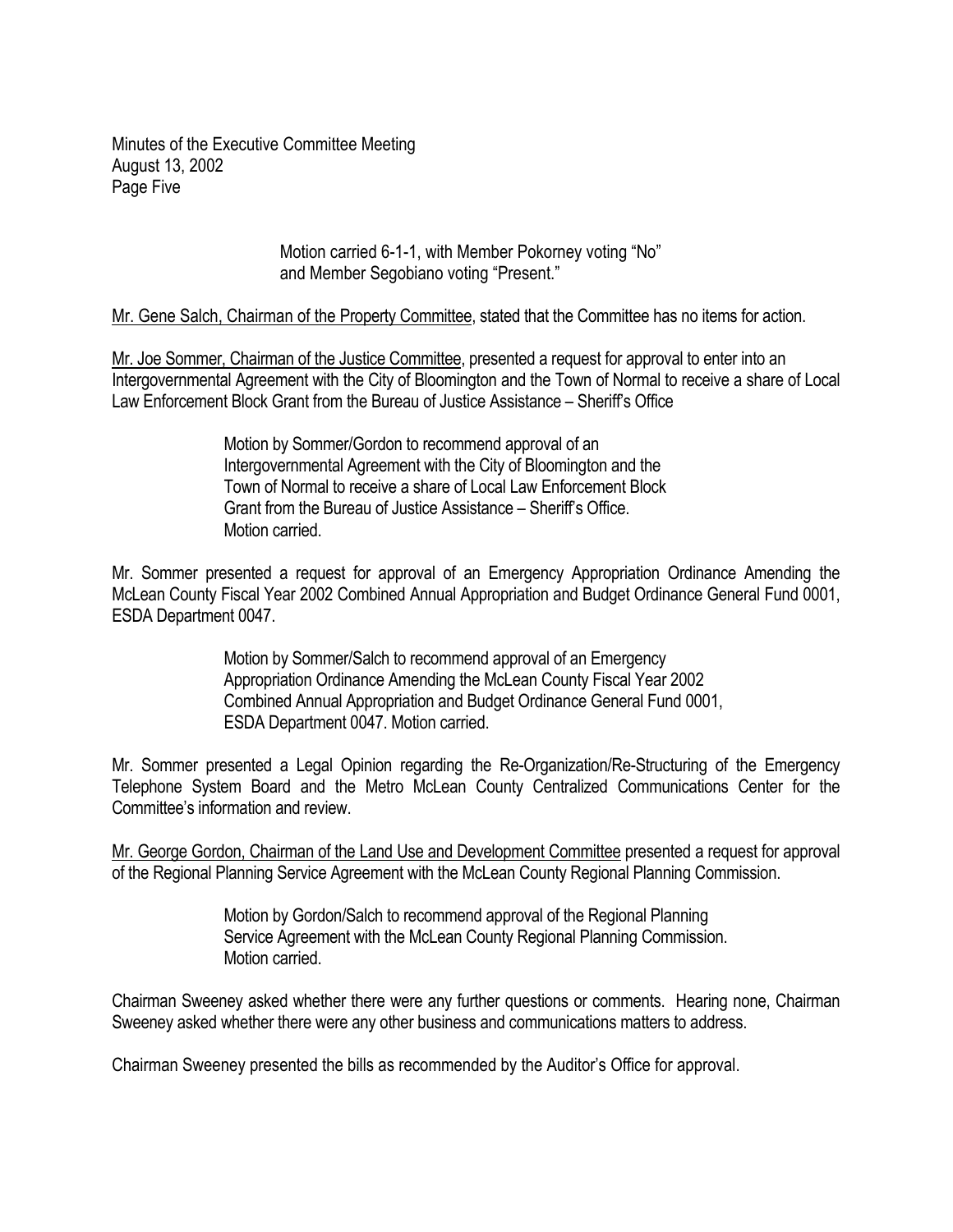Motion carried 6-1-1, with Member Pokorney voting "No" and Member Segobiano voting "Present."

Mr. Gene Salch, Chairman of the Property Committee, stated that the Committee has no items for action.

Mr. Joe Sommer, Chairman of the Justice Committee, presented a request for approval to enter into an Intergovernmental Agreement with the City of Bloomington and the Town of Normal to receive a share of Local Law Enforcement Block Grant from the Bureau of Justice Assistance – Sheriff's Office

> Motion by Sommer/Gordon to recommend approval of an Intergovernmental Agreement with the City of Bloomington and the Town of Normal to receive a share of Local Law Enforcement Block Grant from the Bureau of Justice Assistance – Sheriff's Office. Motion carried.

Mr. Sommer presented a request for approval of an Emergency Appropriation Ordinance Amending the McLean County Fiscal Year 2002 Combined Annual Appropriation and Budget Ordinance General Fund 0001, ESDA Department 0047.

> Motion by Sommer/Salch to recommend approval of an Emergency Appropriation Ordinance Amending the McLean County Fiscal Year 2002 Combined Annual Appropriation and Budget Ordinance General Fund 0001, ESDA Department 0047. Motion carried.

Mr. Sommer presented a Legal Opinion regarding the Re-Organization/Re-Structuring of the Emergency Telephone System Board and the Metro McLean County Centralized Communications Center for the Committee's information and review.

Mr. George Gordon, Chairman of the Land Use and Development Committee presented a request for approval of the Regional Planning Service Agreement with the McLean County Regional Planning Commission.

> Motion by Gordon/Salch to recommend approval of the Regional Planning Service Agreement with the McLean County Regional Planning Commission. Motion carried.

Chairman Sweeney asked whether there were any further questions or comments. Hearing none, Chairman Sweeney asked whether there were any other business and communications matters to address.

Chairman Sweeney presented the bills as recommended by the Auditor's Office for approval.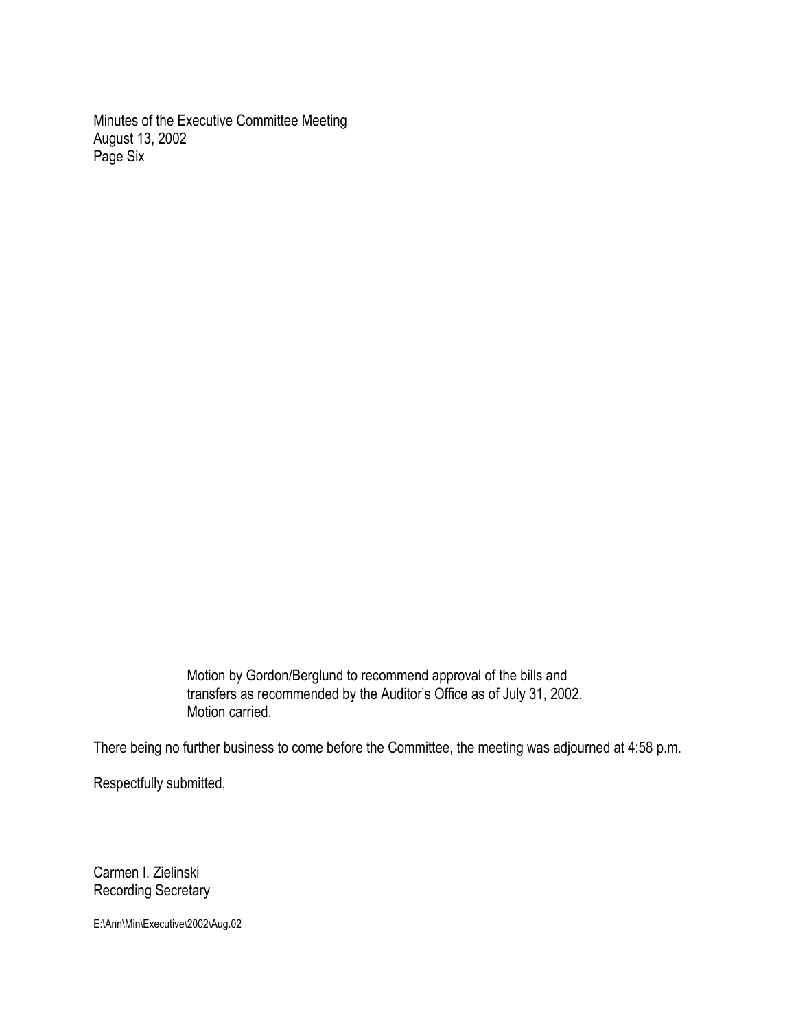Motion by Gordon/Berglund to recommend approval of the bills and transfers as recommended by the Auditor's Office as of July 31, 2002. Motion carried.

There being no further business to come before the Committee, the meeting was adjourned at 4:58 p.m.

Respectfully submitted,

Carmen I. Zielinski
Recording Secretary

E:\Ann\Min\Executive\2002\Aug.02